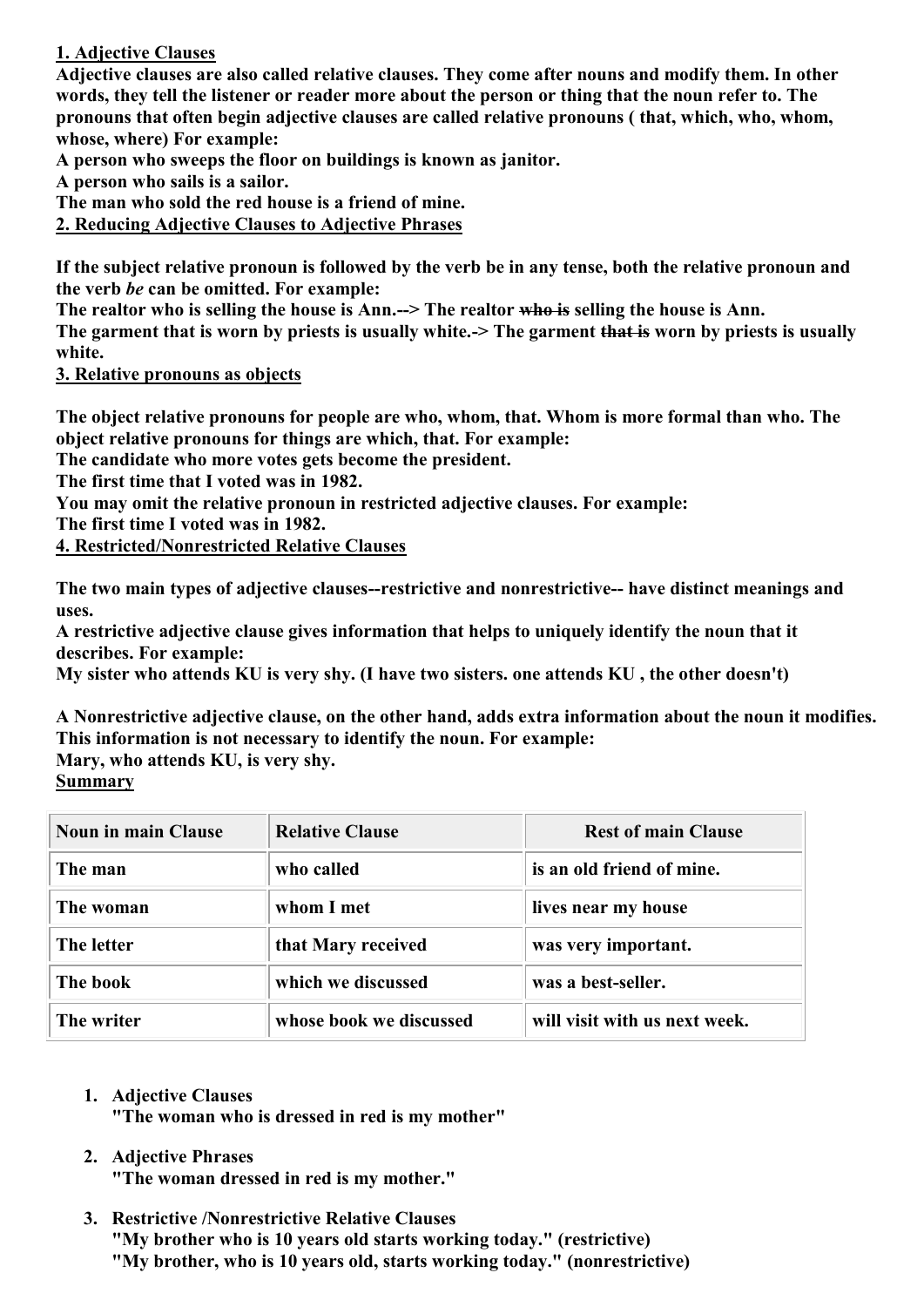## 1. Adjective Clauses

**Adjective clauses are also called relative clauses. They come after nouns and modify them. In other words, they tell the listener or reader more about the person or thing that the noun refer to. The pronouns that often begin adjective clauses are called relative pronouns ( that, which, who, whom, whose, where) For example:**

**A person who sweeps the floor on buildings is known as janitor.**

**A person who sails is a sailor.**

**The man who sold the red house is a friend of mine.**

## 2. Reducing Adjective Clauses to Adjective Phrases

**If the subject relative pronoun is followed by the verb be in any tense, both the relative pronoun and the verb *be* can be omitted. For example:**

**The realtor who is selling the house is Ann.--> The realtor ~~who is~~ selling the house is Ann.**

**The garment that is worn by priests is usually white.-> The garment ~~that is~~ worn by priests is usually white.**

## 3. Relative pronouns as objects

**The object relative pronouns for people are who, whom, that. Whom is more formal than who. The object relative pronouns for things are which, that. For example:**

**The candidate who more votes gets become the president.**

**The first time that I voted was in 1982.**

**You may omit the relative pronoun in restricted adjective clauses. For example:**

**The first time I voted was in 1982.**

## 4. Restricted/Nonrestricted Relative Clauses

**The two main types of adjective clauses--restrictive and nonrestrictive-- have distinct meanings and uses.**

**A restrictive adjective clause gives information that helps to uniquely identify the noun that it describes. For example:**

**My sister who attends KU is very shy. (I have two sisters. one attends KU , the other doesn't)**

**A Nonrestrictive adjective clause, on the other hand, adds extra information about the noun it modifies. This information is not necessary to identify the noun. For example:**

**Mary, who attends KU, is very shy.**

## Summary

| Noun in main Clause | Relative Clause | Rest of main Clause |
|---|---|---|
| The man | who called | is an old friend of mine. |
| The woman | whom I met | lives near my house |
| The letter | that Mary received | was very important. |
| The book | which we discussed | was a best-seller. |
| The writer | whose book we discussed | will visit with us next week. |

1. **Adjective Clauses**
   **"The woman who is dressed in red is my mother"**
2. **Adjective Phrases**
   **"The woman dressed in red is my mother."**
3. **Restrictive /Nonrestrictive Relative Clauses**
   **"My brother who is 10 years old starts working today." (restrictive)**
   **"My brother, who is 10 years old, starts working today." (nonrestrictive)**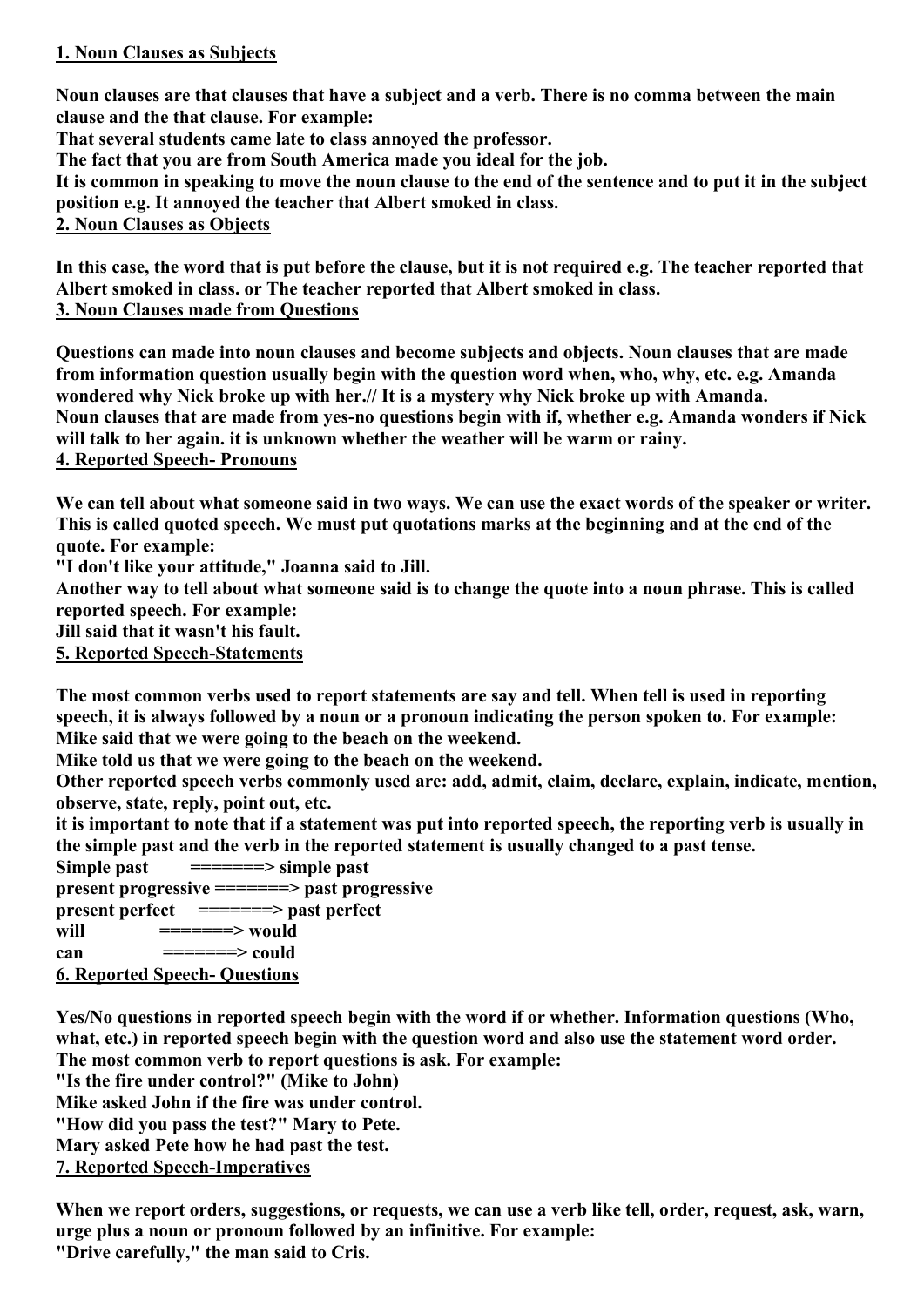## 1. Noun Clauses as Subjects

**Noun clauses are that clauses that have a subject and a verb. There is no comma between the main clause and the that clause. For example:**
**That several students came late to class annoyed the professor.**
**The fact that you are from South America made you ideal for the job.**
**It is common in speaking to move the noun clause to the end of the sentence and to put it in the subject position e.g. It annoyed the teacher that Albert smoked in class.**

## 2. Noun Clauses as Objects

**In this case, the word that is put before the clause, but it is not required e.g. The teacher reported that Albert smoked in class. or The teacher reported that Albert smoked in class.**

## 3. Noun Clauses made from Questions

**Questions can made into noun clauses and become subjects and objects. Noun clauses that are made from information question usually begin with the question word when, who, why, etc. e.g. Amanda wondered why Nick broke up with her.// It is a mystery why Nick broke up with Amanda.**
**Noun clauses that are made from yes-no questions begin with if, whether e.g. Amanda wonders if Nick will talk to her again. it is unknown whether the weather will be warm or rainy.**

## 4. Reported Speech- Pronouns

**We can tell about what someone said in two ways. We can use the exact words of the speaker or writer. This is called quoted speech. We must put quotations marks at the beginning and at the end of the quote. For example:**
**"I don't like your attitude," Joanna said to Jill.**
**Another way to tell about what someone said is to change the quote into a noun phrase. This is called reported speech. For example:**
**Jill said that it wasn't his fault.**

## 5. Reported Speech-Statements

**The most common verbs used to report statements are say and tell. When tell is used in reporting speech, it is always followed by a noun or a pronoun indicating the person spoken to. For example:**
**Mike said that we were going to the beach on the weekend.**
**Mike told us that we were going to the beach on the weekend.**
**Other reported speech verbs commonly used are: add, admit, claim, declare, explain, indicate, mention, observe, state, reply, point out, etc.**
**it is important to note that if a statement was put into reported speech, the reporting verb is usually in the simple past and the verb in the reported statement is usually changed to a past tense.**

**Simple past =======> simple past**
**present progressive =======> past progressive**
**present perfect =======> past perfect**
**will =======> would**
**can =======> could**

## 6. Reported Speech- Questions

**Yes/No questions in reported speech begin with the word if or whether. Information questions (Who, what, etc.) in reported speech begin with the question word and also use the statement word order. The most common verb to report questions is ask. For example:**
**"Is the fire under control?" (Mike to John)**
**Mike asked John if the fire was under control.**
**"How did you pass the test?" Mary to Pete.**
**Mary asked Pete how he had past the test.**

## 7. Reported Speech-Imperatives

**When we report orders, suggestions, or requests, we can use a verb like tell, order, request, ask, warn, urge plus a noun or pronoun followed by an infinitive. For example:**
**"Drive carefully," the man said to Cris.**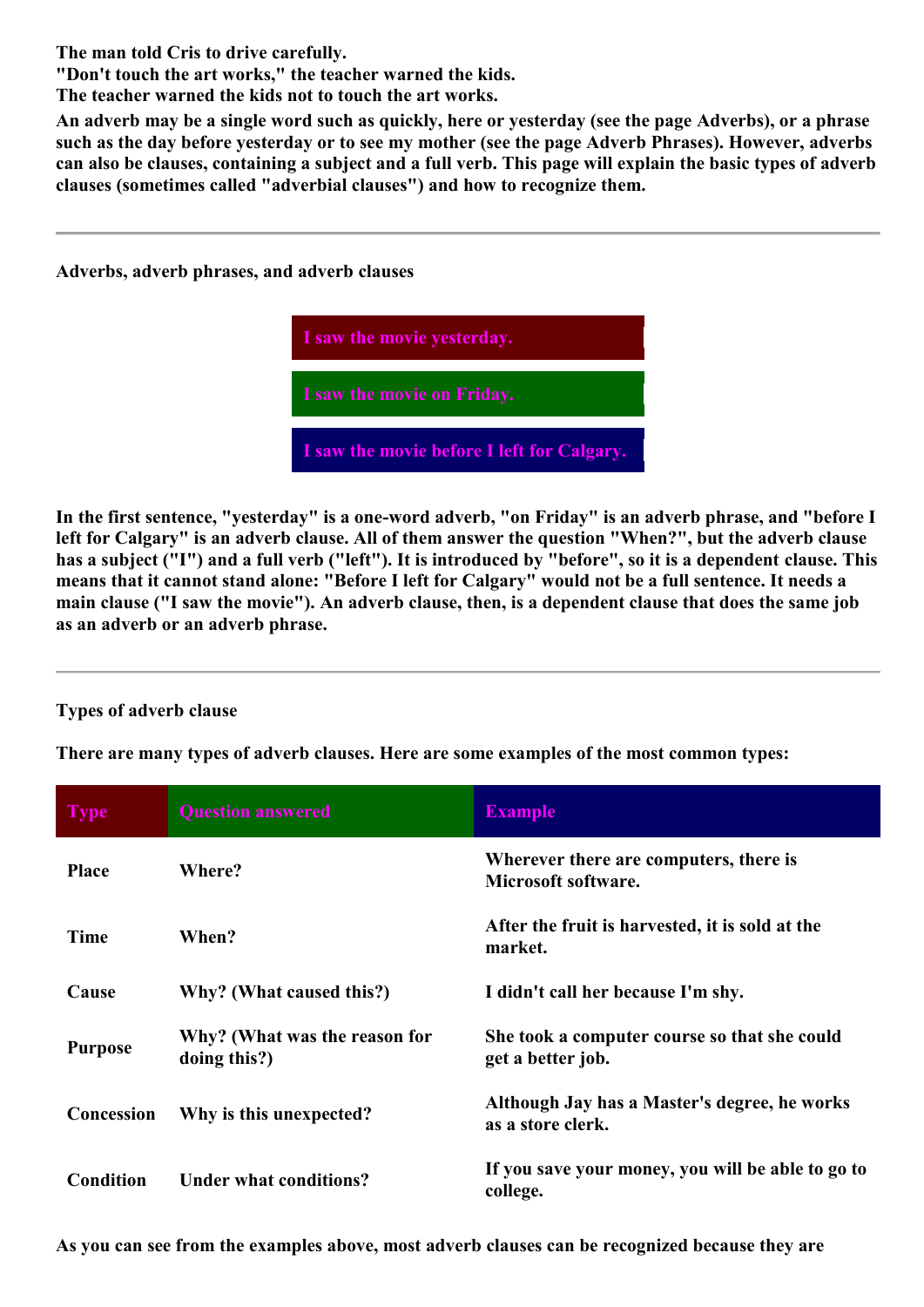**The man told Cris to drive carefully.**
**"Don't touch the art works," the teacher warned the kids.**
**The teacher warned the kids not to touch the art works.**

**An adverb may be a single word such as quickly, here or yesterday (see the page Adverbs), or a phrase such as the day before yesterday or to see my mother (see the page Adverb Phrases). However, adverbs can also be clauses, containing a subject and a full verb. This page will explain the basic types of adverb clauses (sometimes called "adverbial clauses") and how to recognize them.**

---

**Adverbs, adverb phrases, and adverb clauses**

**I saw the movie yesterday.**

**I saw the movie on Friday.**

**I saw the movie before I left for Calgary.**

**In the first sentence, "yesterday" is a one-word adverb, "on Friday" is an adverb phrase, and "before I left for Calgary" is an adverb clause. All of them answer the question "When?", but the adverb clause has a subject ("I") and a full verb ("left"). It is introduced by "before", so it is a dependent clause. This means that it cannot stand alone: "Before I left for Calgary" would not be a full sentence. It needs a main clause ("I saw the movie"). An adverb clause, then, is a dependent clause that does the same job as an adverb or an adverb phrase.**

---

**Types of adverb clause**

**There are many types of adverb clauses. Here are some examples of the most common types:**

| Type | Question answered | Example |
|---|---|---|
| Place | Where? | Wherever there are computers, there is Microsoft software. |
| Time | When? | After the fruit is harvested, it is sold at the market. |
| Cause | Why? (What caused this?) | I didn't call her because I'm shy. |
| Purpose | Why? (What was the reason for doing this?) | She took a computer course so that she could get a better job. |
| Concession | Why is this unexpected? | Although Jay has a Master's degree, he works as a store clerk. |
| Condition | Under what conditions? | If you save your money, you will be able to go to college. |

**As you can see from the examples above, most adverb clauses can be recognized because they are**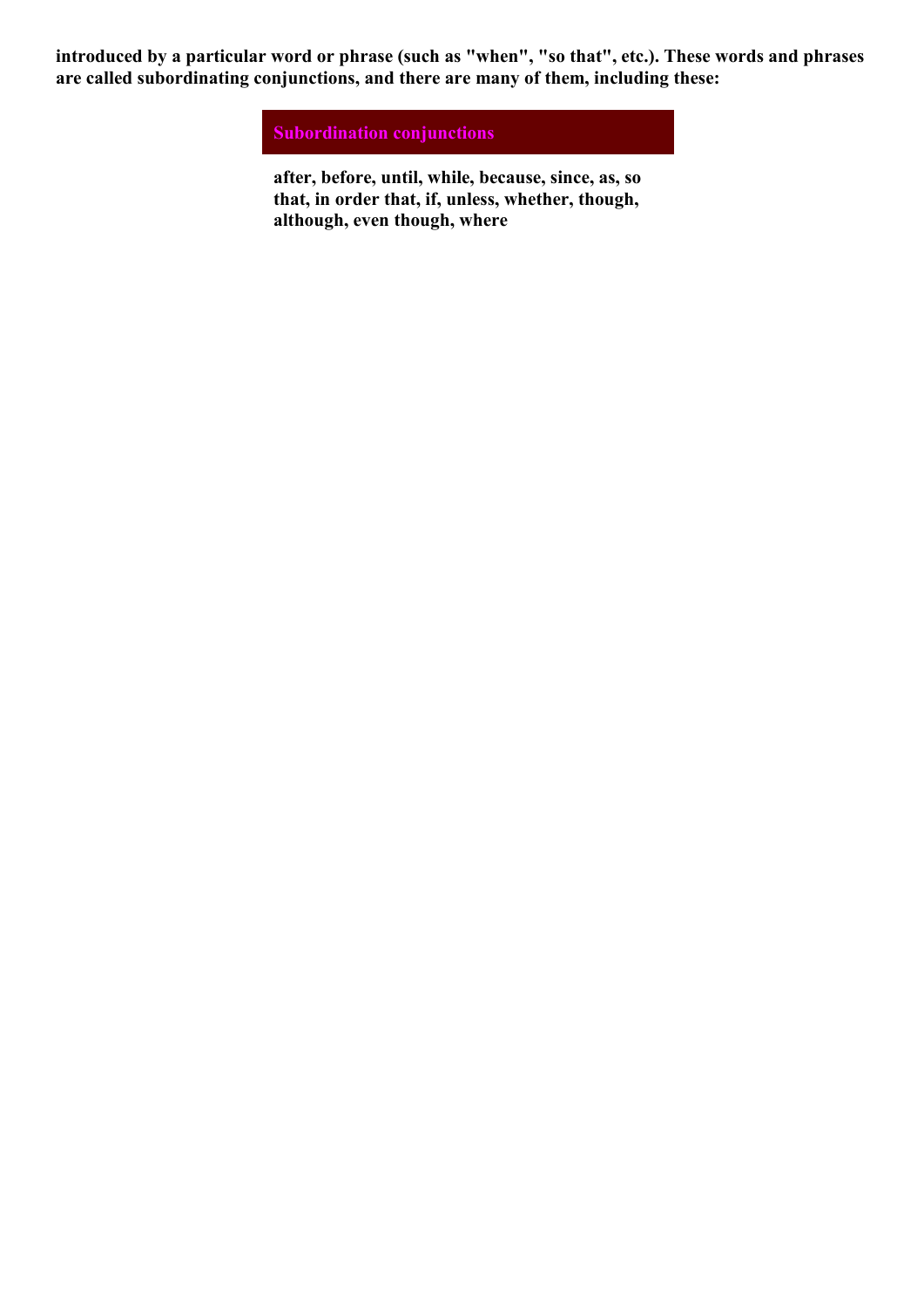**introduced by a particular word or phrase (such as "when", "so that", etc.). These words and phrases are called subordinating conjunctions, and there are many of them, including these:**

| Subordination conjunctions |
| --- |
| after, before, until, while, because, since, as, so that, in order that, if, unless, whether, though, although, even though, where |